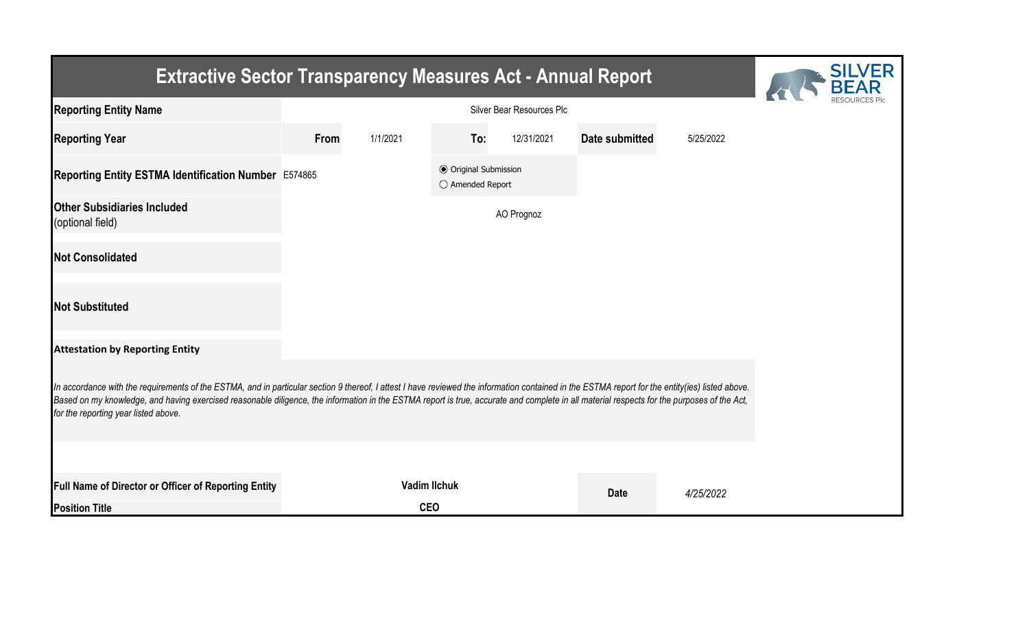# Extractive Sector Transparency Measures Act - Annual Report

| | | | | | | |
|---|---|---|---|---|---|---|
| **Reporting Entity Name** | Silver Bear Resources Plc | | | | | |
| **Reporting Year** | **From** | 1/1/2021 | **To:** | 12/31/2021 | **Date submitted** | 5/25/2022 |
| **Reporting Entity ESTMA Identification Number** | E574865 | | ◉ Original Submission<br>○ Amended Report | | | |
| **Other Subsidiaries Included** (optional field) | AO Prognoz | | | | | |
| **Not Consolidated** | | | | | | |
| **Not Substituted** | | | | | | |

**Attestation by Reporting Entity**

*In accordance with the requirements of the ESTMA, and in particular section 9 thereof, I attest I have reviewed the information contained in the ESTMA report for the entity(ies) listed above. Based on my knowledge, and having exercised reasonable diligence, the information in the ESTMA report is true, accurate and complete in all material respects for the purposes of the Act, for the reporting year listed above.*

| | | | |
|---|---|---|---|
| **Full Name of Director or Officer of Reporting Entity** | **Vadim Ilchuk** | **Date** | *4/25/2022* |
| **Position Title** | **CEO** | | |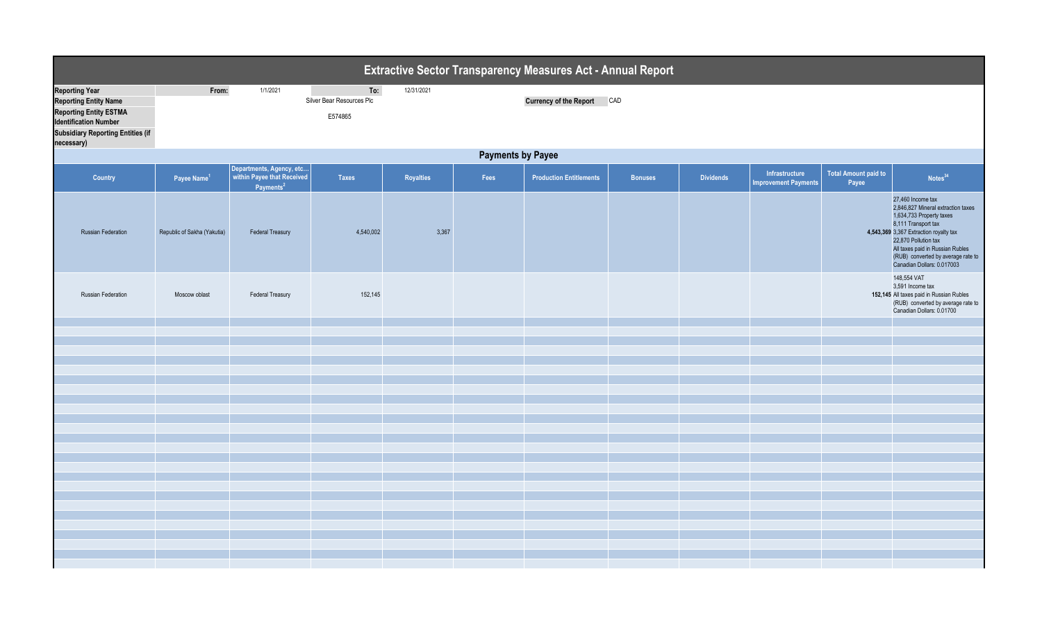# Extractive Sector Transparency Measures Act - Annual Report

| | | | | |
|---|---|---|---|---|
| **Reporting Year** | **From:** | 1/1/2021 | **To:** | 12/31/2021 |
| **Reporting Entity Name** | | Silver Bear Resources Plc | | |
| **Reporting Entity ESTMA Identification Number** | | E574865 | | |
| **Subsidiary Reporting Entities (if necessary)** | | | | |

**Currency of the Report:** CAD

## Payments by Payee

| Country | Payee Name[1] | Departments, Agency, etc... within Payee that Received Payments[2] | Taxes | Royalties | Fees | Production Entitlements | Bonuses | Dividends | Infrastructure Improvement Payments | Total Amount paid to Payee | Notes[34] |
|---|---|---|---|---|---|---|---|---|---|---|---|
| Russian Federation | Republic of Sakha (Yakutia) | Federal Treasury | 4,540,002 | 3,367 | | | | | | 4,543,369 | 27,460 Income tax<br>2,846,827 Mineral extraction taxes<br>1,634,733 Property taxes<br>8,111 Transport tax<br>3,367 Extraction royalty tax<br>22,870 Pollution tax<br>All taxes paid in Russian Rubles (RUB) converted by average rate to Canadian Dollars: 0.017003 |
| Russian Federation | Moscow oblast | Federal Treasury | 152,145 | | | | | | | 152,145 | 148,554 VAT<br>3,591 Income tax<br>All taxes paid in Russian Rubles (RUB) converted by average rate to Canadian Dollars: 0.01700 |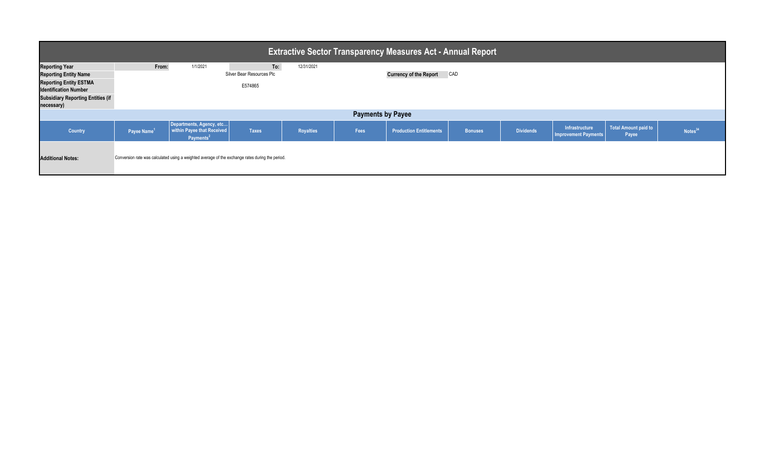# Extractive Sector Transparency Measures Act - Annual Report

| | | | | | | |
|---|---|---|---|---|---|---|
| **Reporting Year** | **From:** | 1/1/2021 | **To:** | 12/31/2021 | | |
| **Reporting Entity Name** | | | Silver Bear Resources Plc | | **Currency of the Report** | CAD |
| **Reporting Entity ESTMA Identification Number** | | | E574865 | | | |
| **Subsidiary Reporting Entities (if necessary)** | | | | | | |

## Payments by Payee

| Country | Payee Name[1] | Departments, Agency, etc… within Payee that Received Payments[2] | Taxes | Royalties | Fees | Production Entitlements | Bonuses | Dividends | Infrastructure Improvement Payments | Total Amount paid to Payee | Notes[34] |
|---|---|---|---|---|---|---|---|---|---|---|---|

**Additional Notes:** Conversion rate was calculated using a weighted average of the exchange rates during the period.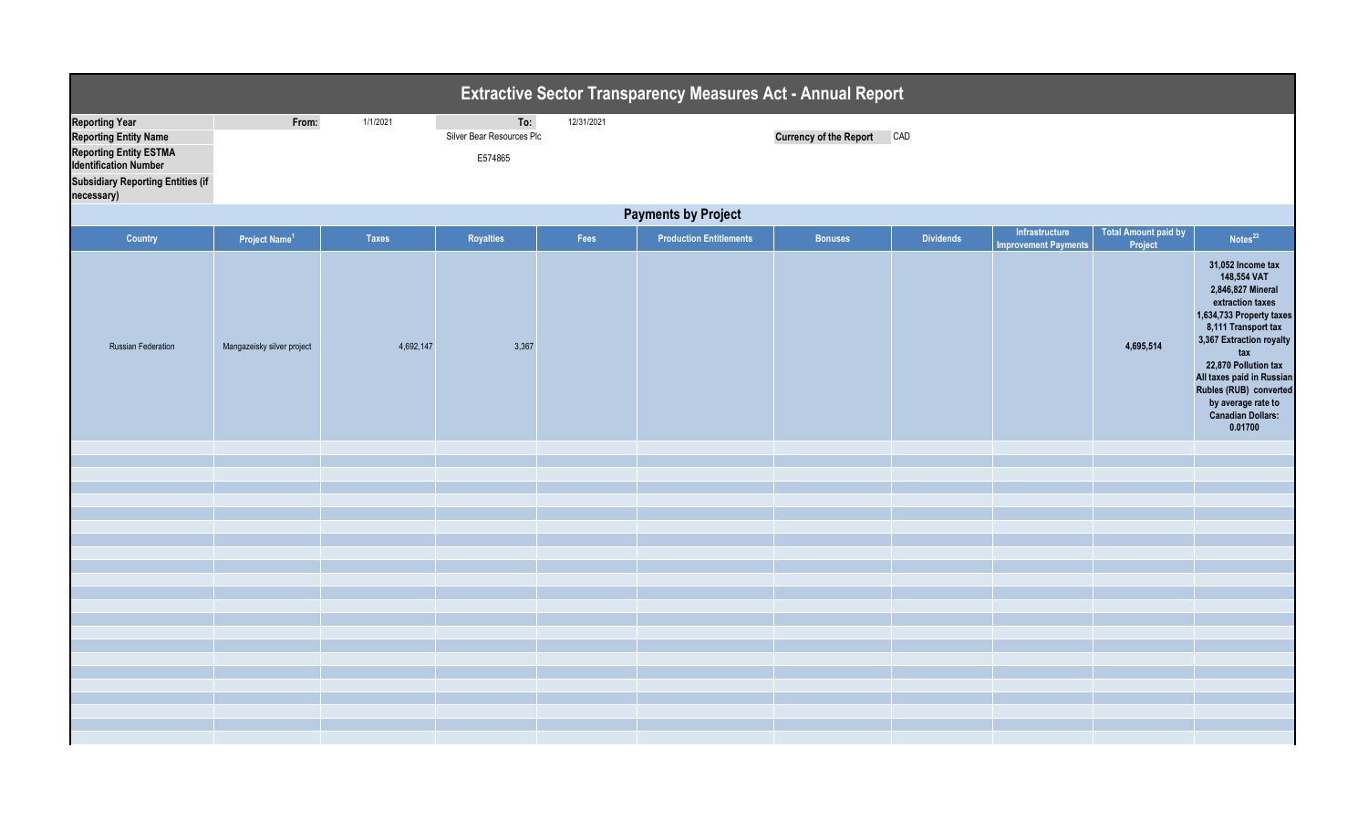# Extractive Sector Transparency Measures Act - Annual Report

| | | | | | | |
|---|---|---|---|---|---|---|
| **Reporting Year** | **From:** | 1/1/2021 | **To:** | 12/31/2021 | | |
| **Reporting Entity Name** | | | Silver Bear Resources Plc | | **Currency of the Report** | CAD |
| **Reporting Entity ESTMA Identification Number** | | | E574865 | | | |
| **Subsidiary Reporting Entities (if necessary)** | | | | | | |

## Payments by Project

| Country | Project Name[1] | Taxes | Royalties | Fees | Production Entitlements | Bonuses | Dividends | Infrastructure Improvement Payments | Total Amount paid by Project | Notes[23] |
|---|---|---|---|---|---|---|---|---|---|---|
| Russian Federation | Mangazeisky silver project | 4,692,147 | 3,367 | | | | | | **4,695,514** | **31,052 Income tax 148,554 VAT 2,846,827 Mineral extraction taxes 1,634,733 Property taxes 8,111 Transport tax 3,367 Extraction royalty tax 22,870 Pollution tax All taxes paid in Russian Rubles (RUB) converted by average rate to Canadian Dollars: 0.01700** |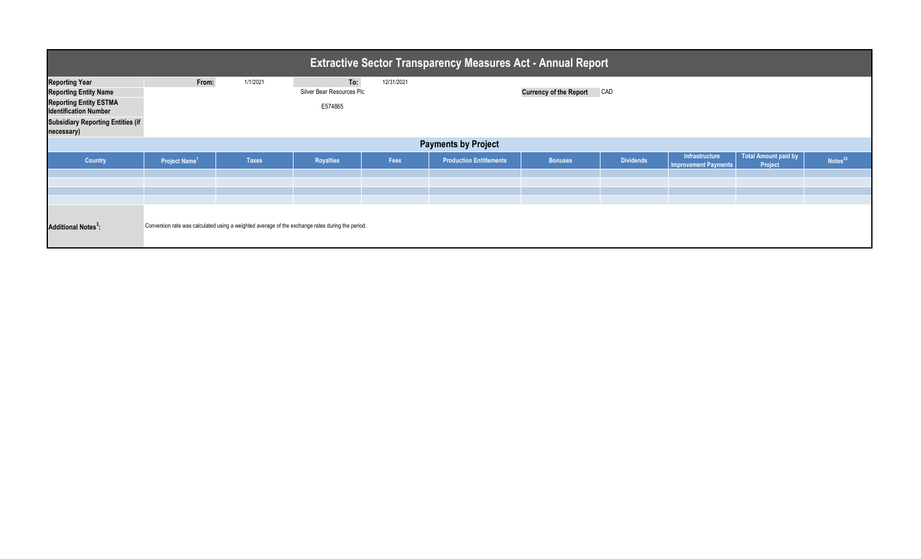# Extractive Sector Transparency Measures Act - Annual Report

| | | | | |
|---|---|---|---|---|
| **Reporting Year** | From: | 1/1/2021 | To: | 12/31/2021 |
| **Reporting Entity Name** | Silver Bear Resources Plc | | **Currency of the Report** | CAD |
| **Reporting Entity ESTMA Identification Number** | E574865 | | | |
| **Subsidiary Reporting Entities (if necessary)** | | | | |

## Payments by Project

| Country | Project Name[1] | Taxes | Royalties | Fees | Production Entitlements | Bonuses | Dividends | Infrastructure Improvement Payments | Total Amount paid by Project | Notes[23] |
|---|---|---|---|---|---|---|---|---|---|---|
| | | | | | | | | | | |
| | | | | | | | | | | |
| | | | | | | | | | | |
| | | | | | | | | | | |

**Additional Notes[3]:** Conversion rate was calculated using a weighted average of the exchange rates during the period.